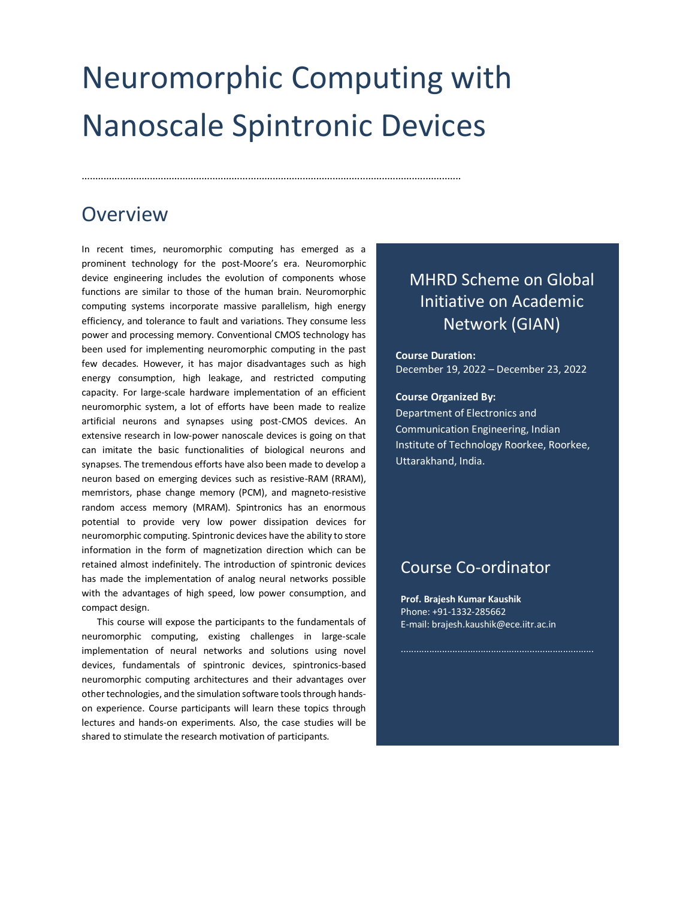# Neuromorphic Computing with Nanoscale Spintronic Devices

## Overview

In recent times, neuromorphic computing has emerged as a prominent technology for the post-Moore's era. Neuromorphic device engineering includes the evolution of components whose functions are similar to those of the human brain. Neuromorphic computing systems incorporate massive parallelism, high energy efficiency, and tolerance to fault and variations. They consume less power and processing memory. Conventional CMOS technology has been used for implementing neuromorphic computing in the past few decades. However, it has major disadvantages such as high energy consumption, high leakage, and restricted computing capacity. For large-scale hardware implementation of an efficient neuromorphic system, a lot of efforts have been made to realize artificial neurons and synapses using post-CMOS devices. An extensive research in low-power nanoscale devices is going on that can imitate the basic functionalities of biological neurons and synapses. The tremendous efforts have also been made to develop a neuron based on emerging devices such as resistive-RAM (RRAM), memristors, phase change memory (PCM), and magneto-resistive random access memory (MRAM). Spintronics has an enormous potential to provide very low power dissipation devices for neuromorphic computing. Spintronic devices have the ability to store information in the form of magnetization direction which can be retained almost indefinitely. The introduction of spintronic devices has made the implementation of analog neural networks possible with the advantages of high speed, low power consumption, and compact design.

This course will expose the participants to the fundamentals of neuromorphic computing, existing challenges in large-scale implementation of neural networks and solutions using novel devices, fundamentals of spintronic devices, spintronics-based neuromorphic computing architectures and their advantages over other technologies, and the simulation software tools through hands-on experience. Course participants will learn these topics through lectures and hands-on experiments. Also, the case studies will be shared to stimulate the research motivation of participants.

## MHRD Scheme on Global Initiative on Academic Network (GIAN)

**Course Duration:**
December 19, 2022 – December 23, 2022

**Course Organized By:**
Department of Electronics and Communication Engineering, Indian Institute of Technology Roorkee, Roorkee, Uttarakhand, India.

## Course Co-ordinator

**Prof. Brajesh Kumar Kaushik**
Phone: +91-1332-285662
E-mail: brajesh.kaushik@ece.iitr.ac.in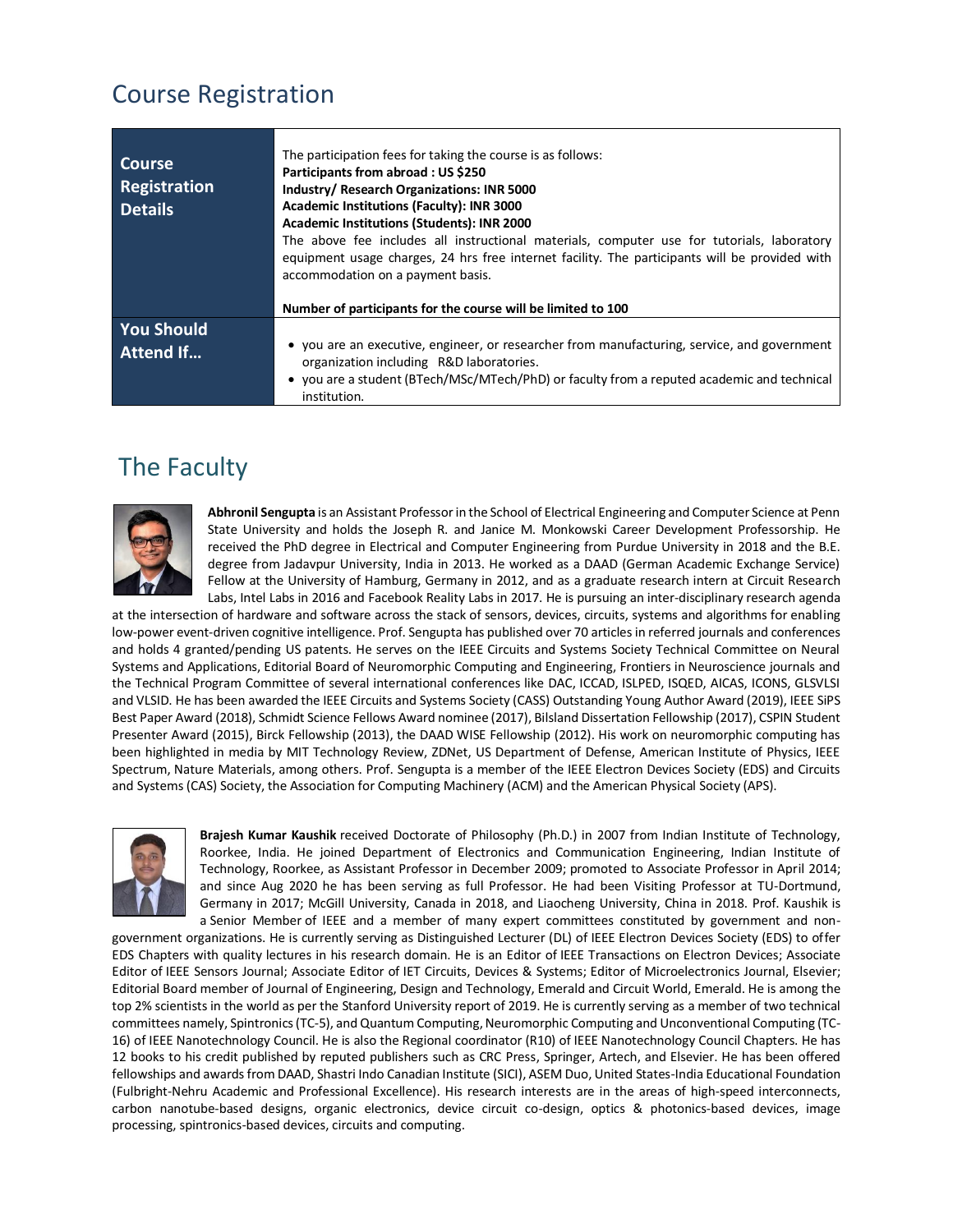## Course Registration

| | |
|---|---|
| **Course Registration Details** | The participation fees for taking the course is as follows:<br>**Participants from abroad : US $250**<br>**Industry/ Research Organizations: INR 5000**<br>**Academic Institutions (Faculty): INR 3000**<br>**Academic Institutions (Students): INR 2000**<br>The above fee includes all instructional materials, computer use for tutorials, laboratory equipment usage charges, 24 hrs free internet facility. The participants will be provided with accommodation on a payment basis.<br><br>**Number of participants for the course will be limited to 100** |
| **You Should Attend If…** | • you are an executive, engineer, or researcher from manufacturing, service, and government organization including R&D laboratories.<br>• you are a student (BTech/MSc/MTech/PhD) or faculty from a reputed academic and technical institution. |

## The Faculty

**Abhronil Sengupta** is an Assistant Professor in the School of Electrical Engineering and Computer Science at Penn State University and holds the Joseph R. and Janice M. Monkowski Career Development Professorship. He received the PhD degree in Electrical and Computer Engineering from Purdue University in 2018 and the B.E. degree from Jadavpur University, India in 2013. He worked as a DAAD (German Academic Exchange Service) Fellow at the University of Hamburg, Germany in 2012, and as a graduate research intern at Circuit Research Labs, Intel Labs in 2016 and Facebook Reality Labs in 2017. He is pursuing an inter-disciplinary research agenda at the intersection of hardware and software across the stack of sensors, devices, circuits, systems and algorithms for enabling low-power event-driven cognitive intelligence. Prof. Sengupta has published over 70 articles in referred journals and conferences and holds 4 granted/pending US patents. He serves on the IEEE Circuits and Systems Society Technical Committee on Neural Systems and Applications, Editorial Board of Neuromorphic Computing and Engineering, Frontiers in Neuroscience journals and the Technical Program Committee of several international conferences like DAC, ICCAD, ISLPED, ISQED, AICAS, ICONS, GLSVLSI and VLSID. He has been awarded the IEEE Circuits and Systems Society (CASS) Outstanding Young Author Award (2019), IEEE SiPS Best Paper Award (2018), Schmidt Science Fellows Award nominee (2017), Bilsland Dissertation Fellowship (2017), CSPIN Student Presenter Award (2015), Birck Fellowship (2013), the DAAD WISE Fellowship (2012). His work on neuromorphic computing has been highlighted in media by MIT Technology Review, ZDNet, US Department of Defense, American Institute of Physics, IEEE Spectrum, Nature Materials, among others. Prof. Sengupta is a member of the IEEE Electron Devices Society (EDS) and Circuits and Systems (CAS) Society, the Association for Computing Machinery (ACM) and the American Physical Society (APS).

**Brajesh Kumar Kaushik** received Doctorate of Philosophy (Ph.D.) in 2007 from Indian Institute of Technology, Roorkee, India. He joined Department of Electronics and Communication Engineering, Indian Institute of Technology, Roorkee, as Assistant Professor in December 2009; promoted to Associate Professor in April 2014; and since Aug 2020 he has been serving as full Professor. He had been Visiting Professor at TU-Dortmund, Germany in 2017; McGill University, Canada in 2018, and Liaocheng University, China in 2018. Prof. Kaushik is a Senior Member of IEEE and a member of many expert committees constituted by government and non-government organizations. He is currently serving as Distinguished Lecturer (DL) of IEEE Electron Devices Society (EDS) to offer EDS Chapters with quality lectures in his research domain. He is an Editor of IEEE Transactions on Electron Devices; Associate Editor of IEEE Sensors Journal; Associate Editor of IET Circuits, Devices & Systems; Editor of Microelectronics Journal, Elsevier; Editorial Board member of Journal of Engineering, Design and Technology, Emerald and Circuit World, Emerald. He is among the top 2% scientists in the world as per the Stanford University report of 2019. He is currently serving as a member of two technical committees namely, Spintronics (TC-5), and Quantum Computing, Neuromorphic Computing and Unconventional Computing (TC-16) of IEEE Nanotechnology Council. He is also the Regional coordinator (R10) of IEEE Nanotechnology Council Chapters. He has 12 books to his credit published by reputed publishers such as CRC Press, Springer, Artech, and Elsevier. He has been offered fellowships and awards from DAAD, Shastri Indo Canadian Institute (SICI), ASEM Duo, United States-India Educational Foundation (Fulbright-Nehru Academic and Professional Excellence). His research interests are in the areas of high-speed interconnects, carbon nanotube-based designs, organic electronics, device circuit co-design, optics & photonics-based devices, image processing, spintronics-based devices, circuits and computing.